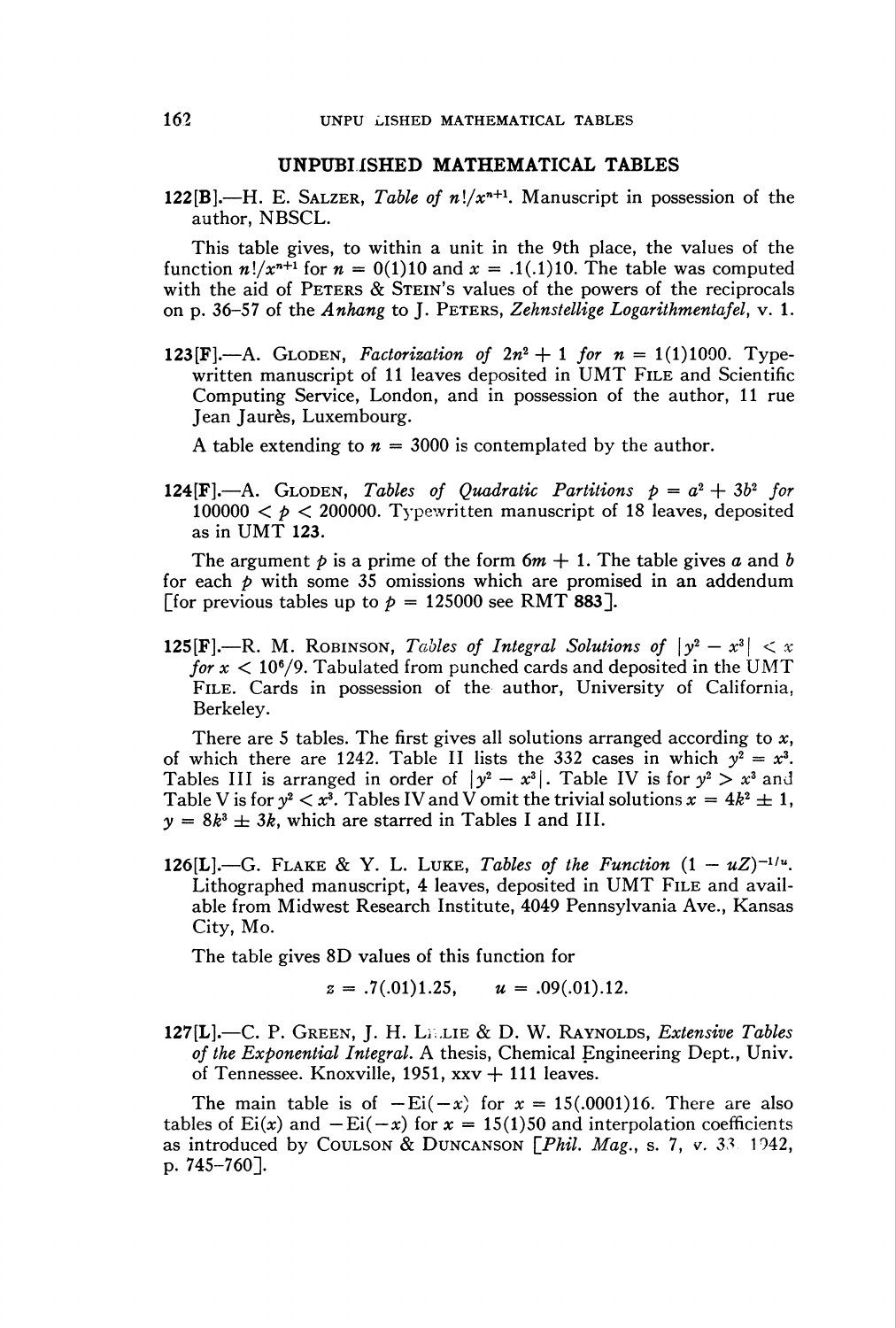## UNPUBLISHED MATHEMATICAL TABLES

**122[B].**—H. E. Salzer, *Table of* $n!/x^{n+1}$. Manuscript in possession of the author, NBSCL.

This table gives, to within a unit in the 9th place, the values of the function $n!/x^{n+1}$ for $n = 0(1)10$ and $x = .1(.1)10$. The table was computed with the aid of Peters & Stein's values of the powers of the reciprocals on p. 36–57 of the *Anhang* to J. Peters, *Zehnstellige Logarithmentafel*, v. 1.

**123[F].**—A. Gloden, *Factorization of* $2n^2 + 1$ *for* $n = 1(1)1000$. Typewritten manuscript of 11 leaves deposited in UMT File and Scientific Computing Service, London, and in possession of the author, 11 rue Jean Jaurès, Luxembourg.

A table extending to $n = 3000$ is contemplated by the author.

**124[F].**—A. Gloden, *Tables of Quadratic Partitions* $p = a^2 + 3b^2$ *for* $100000 < p < 200000$. Typewritten manuscript of 18 leaves, deposited as in UMT **123**.

The argument $p$ is a prime of the form $6m + 1$. The table gives $a$ and $b$ for each $p$ with some 35 omissions which are promised in an addendum [for previous tables up to $p = 125000$ see RMT **883**].

**125[F].**—R. M. Robinson, *Tables of Integral Solutions of* $|y^2 - x^3| < x$ *for* $x < 10^6/9$. Tabulated from punched cards and deposited in the UMT File. Cards in possession of the author, University of California, Berkeley.

There are 5 tables. The first gives all solutions arranged according to $x$, of which there are 1242. Table II lists the 332 cases in which $y^2 = x^3$. Tables III is arranged in order of $|y^2 - x^3|$. Table IV is for $y^2 > x^3$ and Table V is for $y^2 < x^3$. Tables IV and V omit the trivial solutions $x = 4k^2 \pm 1$, $y = 8k^3 \pm 3k$, which are starred in Tables I and III.

**126[L].**—G. Flake & Y. L. Luke, *Tables of the Function* $(1 - uZ)^{-1/u}$. Lithographed manuscript, 4 leaves, deposited in UMT File and available from Midwest Research Institute, 4049 Pennsylvania Ave., Kansas City, Mo.

The table gives 8D values of this function for

$$z = .7(.01)1.25, \qquad u = .09(.01).12.$$

**127[L].**—C. P. Green, J. H. Leslie & D. W. Raynolds, *Extensive Tables of the Exponential Integral*. A thesis, Chemical Engineering Dept., Univ. of Tennessee. Knoxville, 1951, xxv + 111 leaves.

The main table is of $-\text{Ei}(-x)$ for $x = 15(.0001)16$. There are also tables of $\text{Ei}(x)$ and $-\text{Ei}(-x)$ for $x = 15(1)50$ and interpolation coefficients as introduced by Coulson & Duncanson [*Phil. Mag.*, s. 7, v. 33, 1942, p. 745–760].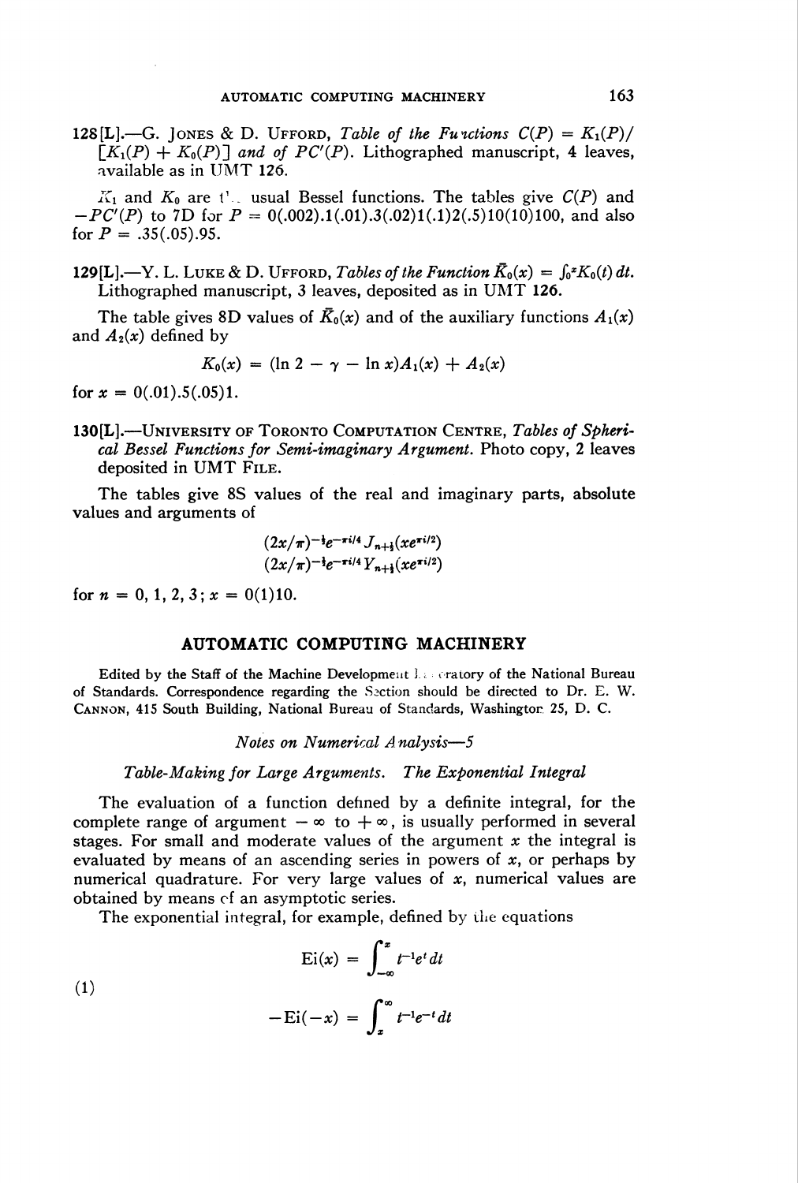128[L].—G. JONES & D. UFFORD, *Table of the Functions* $C(P) = K_1(P)/[K_1(P) + K_0(P)]$ *and of* $PC'(P)$. Lithographed manuscript, 4 leaves, available as in UMT 126.

$K_1$ and $K_0$ are the usual Bessel functions. The tables give $C(P)$ and $-PC'(P)$ to 7D for $P = 0(.002).1(.01).3(.02)1(.1)2(.5)10(10)100$, and also for $P = .35(.05).95$.

129[L].—Y. L. LUKE & D. UFFORD, *Tables of the Function* $\bar{K}_0(x) = \int_0^x K_0(t)\,dt$. Lithographed manuscript, 3 leaves, deposited as in UMT 126.

The table gives 8D values of $\bar{K}_0(x)$ and of the auxiliary functions $A_1(x)$ and $A_2(x)$ defined by

$$K_0(x) = (\ln 2 - \gamma - \ln x)A_1(x) + A_2(x)$$

for $x = 0(.01).5(.05)1$.

130[L].—UNIVERSITY OF TORONTO COMPUTATION CENTRE, *Tables of Spherical Bessel Functions for Semi-imaginary Argument*. Photo copy, 2 leaves deposited in UMT FILE.

The tables give 8S values of the real and imaginary parts, absolute values and arguments of

$$(2x/\pi)^{-\frac{1}{2}}e^{-\pi i/4}J_{n+\frac{1}{2}}(xe^{\pi i/2})$$
$$(2x/\pi)^{-\frac{1}{2}}e^{-\pi i/4}Y_{n+\frac{1}{2}}(xe^{\pi i/2})$$

for $n = 0, 1, 2, 3$; $x = 0(1)10$.

## AUTOMATIC COMPUTING MACHINERY

Edited by the Staff of the Machine Development Laboratory of the National Bureau of Standards. Correspondence regarding the Section should be directed to Dr. E. W. CANNON, 415 South Building, National Bureau of Standards, Washington 25, D. C.

*Notes on Numerical Analysis—5*

*Table-Making for Large Arguments. The Exponential Integral*

The evaluation of a function defined by a definite integral, for the complete range of argument $-\infty$ to $+\infty$, is usually performed in several stages. For small and moderate values of the argument $x$ the integral is evaluated by means of an ascending series in powers of $x$, or perhaps by numerical quadrature. For very large values of $x$, numerical values are obtained by means of an asymptotic series.

The exponential integral, for example, defined by the equations

$$\text{Ei}(x) = \int_{-\infty}^{x} t^{-1}e^{t}\,dt$$

$$-\text{Ei}(-x) = \int_{x}^{\infty} t^{-1}e^{-t}\,dt \tag{1}$$